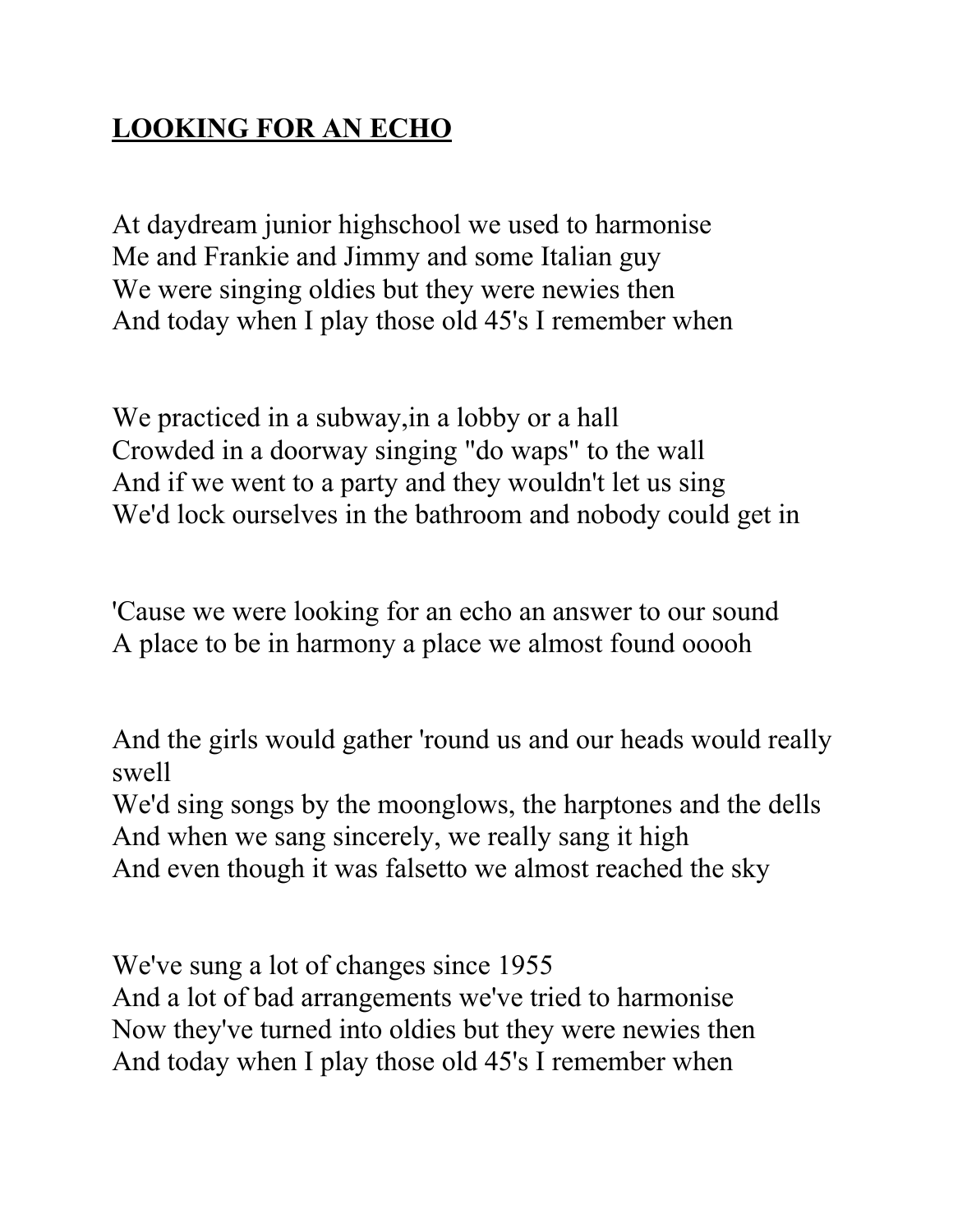# LOOKING FOR AN ECHO

At daydream junior highschool we used to harmonise
Me and Frankie and Jimmy and some Italian guy
We were singing oldies but they were newies then
And today when I play those old 45's I remember when

We practiced in a subway,in a lobby or a hall
Crowded in a doorway singing "do waps" to the wall
And if we went to a party and they wouldn't let us sing
We'd lock ourselves in the bathroom and nobody could get in

'Cause we were looking for an echo an answer to our sound
A place to be in harmony a place we almost found ooooh

And the girls would gather 'round us and our heads would really swell
We'd sing songs by the moonglows, the harptones and the dells
And when we sang sincerely, we really sang it high
And even though it was falsetto we almost reached the sky

We've sung a lot of changes since 1955
And a lot of bad arrangements we've tried to harmonise
Now they've turned into oldies but they were newies then
And today when I play those old 45's I remember when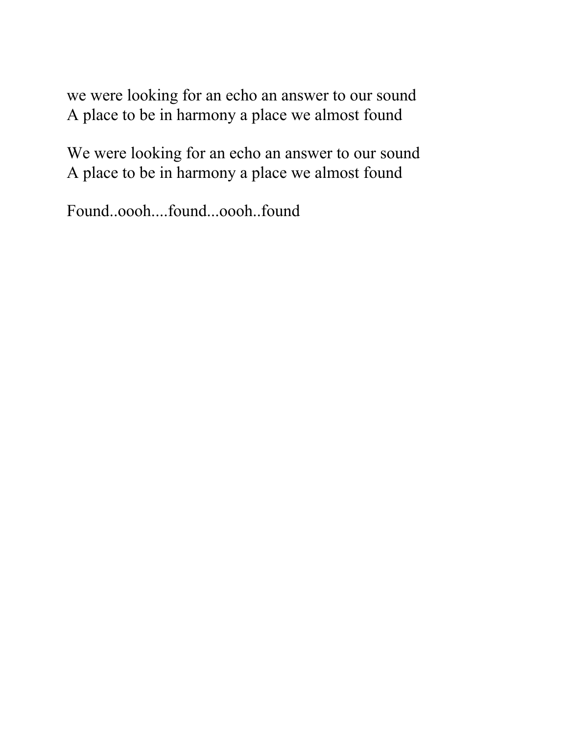we were looking for an echo an answer to our sound
A place to be in harmony a place we almost found

We were looking for an echo an answer to our sound
A place to be in harmony a place we almost found

Found..oooh....found...oooh..found